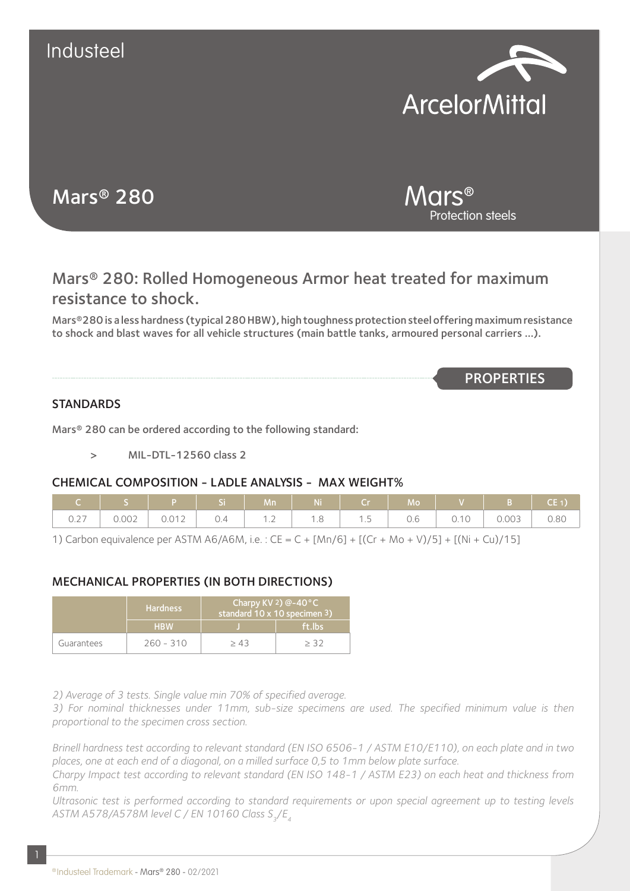Industeel

ArcelorMittal

# Mars® 280

Mars® Protection steels

## Mars® 280: Rolled Homogeneous Armor heat treated for maximum resistance to shock.

**Mars®280 is a less hardness (typical 280 HBW), high toughness protection steel offering maximum resistance to shock and blast waves for all vehicle structures (main battle tanks, armoured personal carriers ...).**

**PROPERTIES**

### STANDARDS

**Mars® 280 can be ordered according to the following standard:**

> **MIL-DTL-12560 class 2**

### CHEMICAL COMPOSITION - LADLE ANALYSIS - MAX WEIGHT%

| C | S | P | Si | Mn | Ni | Cr | Mo | V | B | CE 1) |
|---|---|---|---|---|---|---|---|---|---|---|
| 0.27 | 0.002 | 0.012 | 0.4 | 1.2 | 1.8 | 1.5 | 0.6 | 0.10 | 0.003 | 0.80 |

1) Carbon equivalence per ASTM A6/A6M, i.e. : $CE = C + [Mn/6] + [(Cr + Mo + V)/5] + [(Ni + Cu)/15]$

### MECHANICAL PROPERTIES (IN BOTH DIRECTIONS)

| | Hardness | Charpy KV 2) @-40°C standard 10 x 10 specimen 3) | |
|---|---|---|---|
| | HBW | J | ft.lbs |
| Guarantees | 260 - 310 | ≥ 43 | ≥ 32 |

*2) Average of 3 tests. Single value min 70% of specified average.*

*3) For nominal thicknesses under 11mm, sub-size specimens are used. The specified minimum value is then proportional to the specimen cross section.*

*Brinell hardness test according to relevant standard (EN ISO 6506-1 / ASTM E10/E110), on each plate and in two places, one at each end of a diagonal, on a milled surface 0,5 to 1mm below plate surface.*

*Charpy Impact test according to relevant standard (EN ISO 148-1 / ASTM E23) on each heat and thickness from 6mm.*

*Ultrasonic test is performed according to standard requirements or upon special agreement up to testing levels ASTM A578/A578M level C / EN 10160 Class $S_3/E_4$*

®Industeel Trademark - Mars® 280 - 02/2021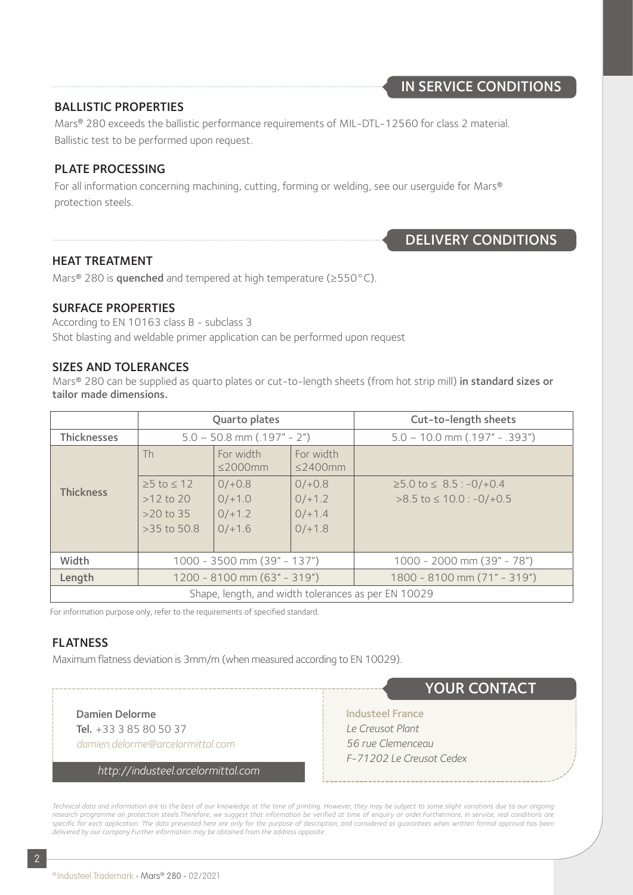## IN SERVICE CONDITIONS

### BALLISTIC PROPERTIES

Mars® 280 exceeds the ballistic performance requirements of MIL-DTL-12560 for class 2 material.
Ballistic test to be performed upon request.

### PLATE PROCESSING

For all information concerning machining, cutting, forming or welding, see our userguide for Mars® protection steels.

## DELIVERY CONDITIONS

### HEAT TREATMENT

Mars® 280 is **quenched** and tempered at high temperature (≥550°C).

### SURFACE PROPERTIES

According to EN 10163 class B - subclass 3
Shot blasting and weldable primer application can be performed upon request

### SIZES AND TOLERANCES

Mars® 280 can be supplied as quarto plates or cut-to-length sheets (from hot strip mill) **in standard sizes or tailor made dimensions.**

| | Quarto plates | | | Cut-to-length sheets |
|---|---|---|---|---|
| Thicknesses | 5.0 – 50.8 mm (.197" - 2") | | | 5.0 – 10.0 mm (.197" - .393") |
| Thickness | Th | For width ≤2000mm | For width ≤2400mm | |
| | ≥5 to ≤ 12<br>>12 to 20<br>>20 to 35<br>>35 to 50.8 | 0/+0.8<br>0/+1.0<br>0/+1.2<br>0/+1.6 | 0/+0.8<br>0/+1.2<br>0/+1.4<br>0/+1.8 | ≥5.0 to ≤ 8.5 : -0/+0.4<br>>8.5 to ≤ 10.0 : -0/+0.5 |
| Width | 1000 - 3500 mm (39" - 137") | | | 1000 - 2000 mm (39" - 78") |
| Length | 1200 - 8100 mm (63" - 319") | | | 1800 - 8100 mm (71" - 319") |
| Shape, length, and width tolerances as per EN 10029 | | | | |

For information purpose only, refer to the requirements of specified standard.

### FLATNESS

Maximum flatness deviation is 3mm/m (when measured according to EN 10029).

## YOUR CONTACT

**Damien Delorme**
**Tel.** +33 3 85 80 50 37
*damien.delorme@arcelormittal.com*

*http://industeel.arcelormittal.com*

**Industeel France**
*Le Creusot Plant*
*56 rue Clemenceau*
*F-71202 Le Creusot Cedex*

*Technical data and information are to the best of our knowledge at the time of printing. However, they may be subject to some slight variations due to our ongoing research programme on protection steels.Therefore, we suggest that information be verified at time of enquiry or order.Furthermore, in service, real conditions are specific for each application. The data presented here are only for the purpose of description, and considered as guarantees when written formal approval has been delivered by our company.Further information may be obtained from the address opposite.*